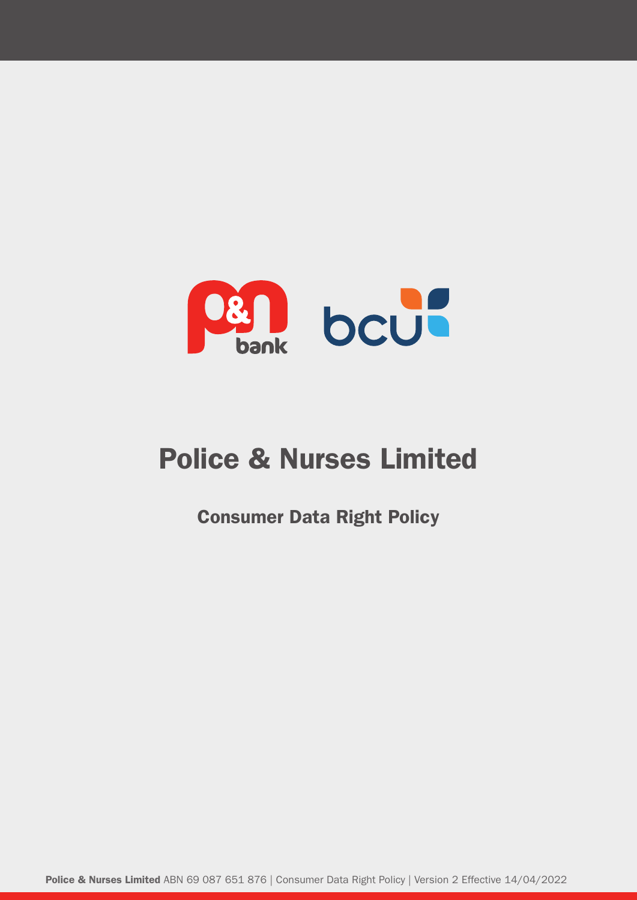# Police & Nurses Limited

## Consumer Data Right Policy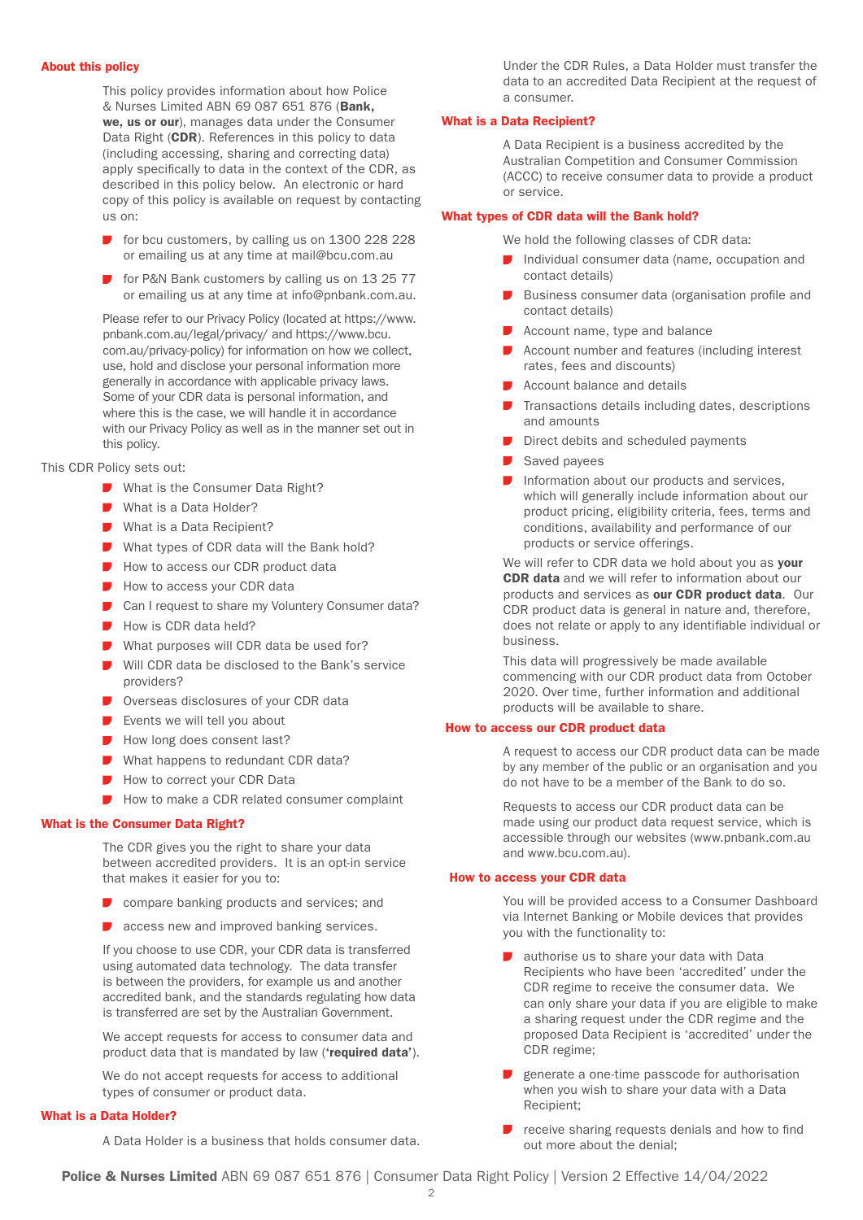## About this policy

This policy provides information about how Police & Nurses Limited ABN 69 087 651 876 (**Bank, we, us or our**), manages data under the Consumer Data Right (**CDR**). References in this policy to data (including accessing, sharing and correcting data) apply specifically to data in the context of the CDR, as described in this policy below. An electronic or hard copy of this policy is available on request by contacting us on:

- for bcu customers, by calling us on 1300 228 228 or emailing us at any time at mail@bcu.com.au
- for P&N Bank customers by calling us on 13 25 77 or emailing us at any time at info@pnbank.com.au.

Please refer to our Privacy Policy (located at https://www.pnbank.com.au/legal/privacy/ and https://www.bcu.com.au/privacy-policy) for information on how we collect, use, hold and disclose your personal information more generally in accordance with applicable privacy laws. Some of your CDR data is personal information, and where this is the case, we will handle it in accordance with our Privacy Policy as well as in the manner set out in this policy.

This CDR Policy sets out:

- What is the Consumer Data Right?
- What is a Data Holder?
- What is a Data Recipient?
- What types of CDR data will the Bank hold?
- How to access our CDR product data
- How to access your CDR data
- Can I request to share my Voluntery Consumer data?
- How is CDR data held?
- What purposes will CDR data be used for?
- Will CDR data be disclosed to the Bank's service providers?
- Overseas disclosures of your CDR data
- Events we will tell you about
- How long does consent last?
- What happens to redundant CDR data?
- How to correct your CDR Data
- How to make a CDR related consumer complaint

## What is the Consumer Data Right?

The CDR gives you the right to share your data between accredited providers. It is an opt-in service that makes it easier for you to:

- compare banking products and services; and
- access new and improved banking services.

If you choose to use CDR, your CDR data is transferred using automated data technology. The data transfer is between the providers, for example us and another accredited bank, and the standards regulating how data is transferred are set by the Australian Government.

We accept requests for access to consumer data and product data that is mandated by law (**'required data'**).

We do not accept requests for access to additional types of consumer or product data.

## What is a Data Holder?

A Data Holder is a business that holds consumer data.

Under the CDR Rules, a Data Holder must transfer the data to an accredited Data Recipient at the request of a consumer.

## What is a Data Recipient?

A Data Recipient is a business accredited by the Australian Competition and Consumer Commission (ACCC) to receive consumer data to provide a product or service.

## What types of CDR data will the Bank hold?

We hold the following classes of CDR data:

- Individual consumer data (name, occupation and contact details)
- Business consumer data (organisation profile and contact details)
- Account name, type and balance
- Account number and features (including interest rates, fees and discounts)
- Account balance and details
- Transactions details including dates, descriptions and amounts
- Direct debits and scheduled payments
- Saved payees
- Information about our products and services, which will generally include information about our product pricing, eligibility criteria, fees, terms and conditions, availability and performance of our products or service offerings.

We will refer to CDR data we hold about you as **your CDR data** and we will refer to information about our products and services as **our CDR product data**. Our CDR product data is general in nature and, therefore, does not relate or apply to any identifiable individual or business.

This data will progressively be made available commencing with our CDR product data from October 2020. Over time, further information and additional products will be available to share.

## How to access our CDR product data

A request to access our CDR product data can be made by any member of the public or an organisation and you do not have to be a member of the Bank to do so.

Requests to access our CDR product data can be made using our product data request service, which is accessible through our websites (www.pnbank.com.au and www.bcu.com.au).

## How to access your CDR data

You will be provided access to a Consumer Dashboard via Internet Banking or Mobile devices that provides you with the functionality to:

- authorise us to share your data with Data Recipients who have been 'accredited' under the CDR regime to receive the consumer data. We can only share your data if you are eligible to make a sharing request under the CDR regime and the proposed Data Recipient is 'accredited' under the CDR regime;
- generate a one-time passcode for authorisation when you wish to share your data with a Data Recipient;
- receive sharing requests denials and how to find out more about the denial;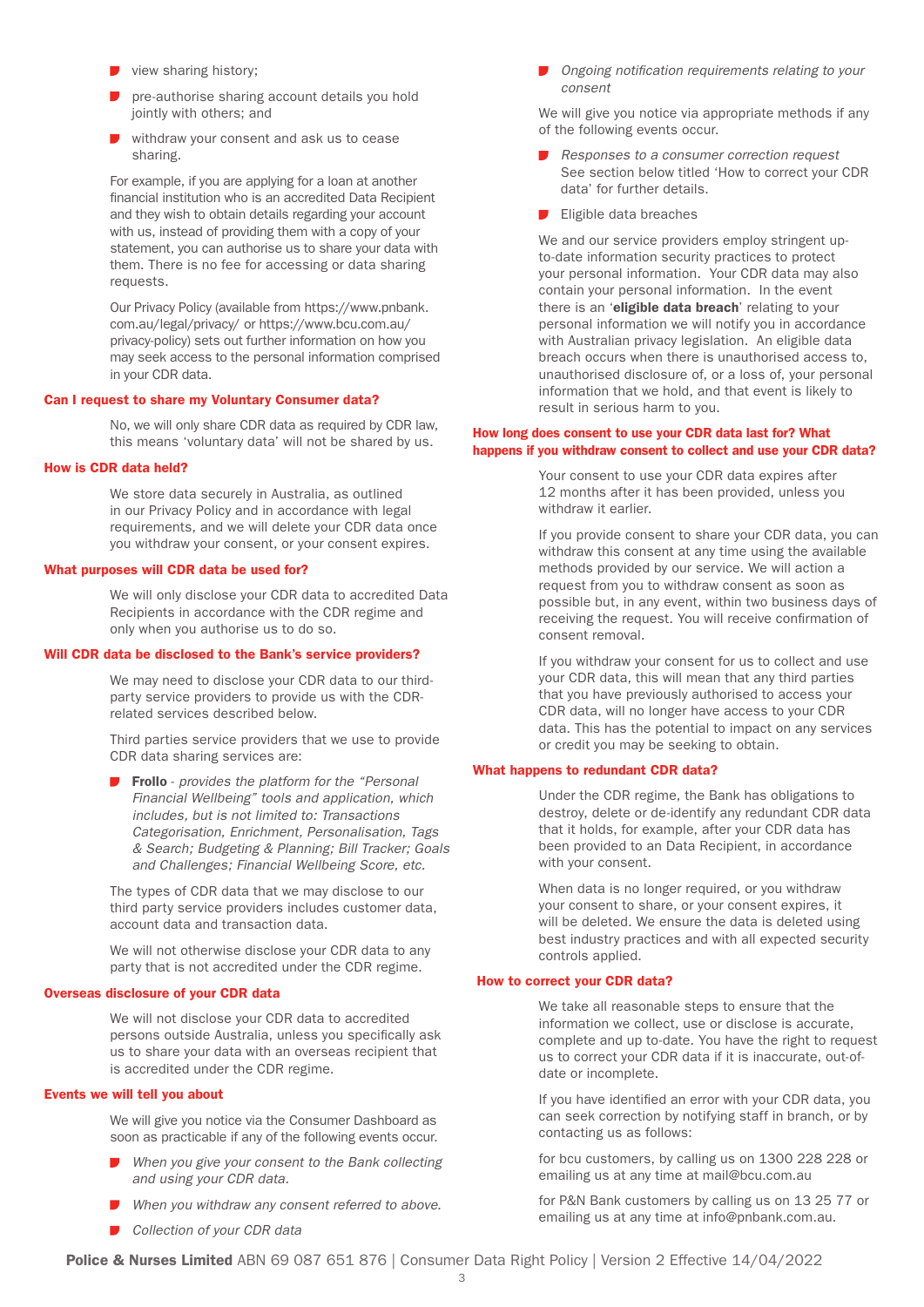- view sharing history;
- pre-authorise sharing account details you hold jointly with others; and
- withdraw your consent and ask us to cease sharing.

For example, if you are applying for a loan at another financial institution who is an accredited Data Recipient and they wish to obtain details regarding your account with us, instead of providing them with a copy of your statement, you can authorise us to share your data with them. There is no fee for accessing or data sharing requests.

Our Privacy Policy (available from https://www.pnbank.com.au/legal/privacy/ or https://www.bcu.com.au/privacy-policy) sets out further information on how you may seek access to the personal information comprised in your CDR data.

## Can I request to share my Voluntary Consumer data?

No, we will only share CDR data as required by CDR law, this means 'voluntary data' will not be shared by us.

## How is CDR data held?

We store data securely in Australia, as outlined in our Privacy Policy and in accordance with legal requirements, and we will delete your CDR data once you withdraw your consent, or your consent expires.

## What purposes will CDR data be used for?

We will only disclose your CDR data to accredited Data Recipients in accordance with the CDR regime and only when you authorise us to do so.

## Will CDR data be disclosed to the Bank's service providers?

We may need to disclose your CDR data to our third-party service providers to provide us with the CDR-related services described below.

Third parties service providers that we use to provide CDR data sharing services are:

- **Frollo** - *provides the platform for the "Personal Financial Wellbeing" tools and application, which includes, but is not limited to: Transactions Categorisation, Enrichment, Personalisation, Tags & Search; Budgeting & Planning; Bill Tracker; Goals and Challenges; Financial Wellbeing Score, etc.*

The types of CDR data that we may disclose to our third party service providers includes customer data, account data and transaction data.

We will not otherwise disclose your CDR data to any party that is not accredited under the CDR regime.

## Overseas disclosure of your CDR data

We will not disclose your CDR data to accredited persons outside Australia, unless you specifically ask us to share your data with an overseas recipient that is accredited under the CDR regime.

## Events we will tell you about

We will give you notice via the Consumer Dashboard as soon as practicable if any of the following events occur.

- *When you give your consent to the Bank collecting and using your CDR data.*
- *When you withdraw any consent referred to above.*
- *Collection of your CDR data*
- *Ongoing notification requirements relating to your consent*

We will give you notice via appropriate methods if any of the following events occur.

- *Responses to a consumer correction request* See section below titled 'How to correct your CDR data' for further details.
- Eligible data breaches

We and our service providers employ stringent up-to-date information security practices to protect your personal information. Your CDR data may also contain your personal information. In the event there is an '**eligible data breach**' relating to your personal information we will notify you in accordance with Australian privacy legislation. An eligible data breach occurs when there is unauthorised access to, unauthorised disclosure of, or a loss of, your personal information that we hold, and that event is likely to result in serious harm to you.

## How long does consent to use your CDR data last for? What happens if you withdraw consent to collect and use your CDR data?

Your consent to use your CDR data expires after 12 months after it has been provided, unless you withdraw it earlier.

If you provide consent to share your CDR data, you can withdraw this consent at any time using the available methods provided by our service. We will action a request from you to withdraw consent as soon as possible but, in any event, within two business days of receiving the request. You will receive confirmation of consent removal.

If you withdraw your consent for us to collect and use your CDR data, this will mean that any third parties that you have previously authorised to access your CDR data, will no longer have access to your CDR data. This has the potential to impact on any services or credit you may be seeking to obtain.

## What happens to redundant CDR data?

Under the CDR regime, the Bank has obligations to destroy, delete or de-identify any redundant CDR data that it holds, for example, after your CDR data has been provided to an Data Recipient, in accordance with your consent.

When data is no longer required, or you withdraw your consent to share, or your consent expires, it will be deleted. We ensure the data is deleted using best industry practices and with all expected security controls applied.

## How to correct your CDR data?

We take all reasonable steps to ensure that the information we collect, use or disclose is accurate, complete and up-to-date. You have the right to request us to correct your CDR data if it is inaccurate, out-of-date or incomplete.

If you have identified an error with your CDR data, you can seek correction by notifying staff in branch, or by contacting us as follows:

for bcu customers, by calling us on 1300 228 228 or emailing us at any time at mail@bcu.com.au

for P&N Bank customers by calling us on 13 25 77 or emailing us at any time at info@pnbank.com.au.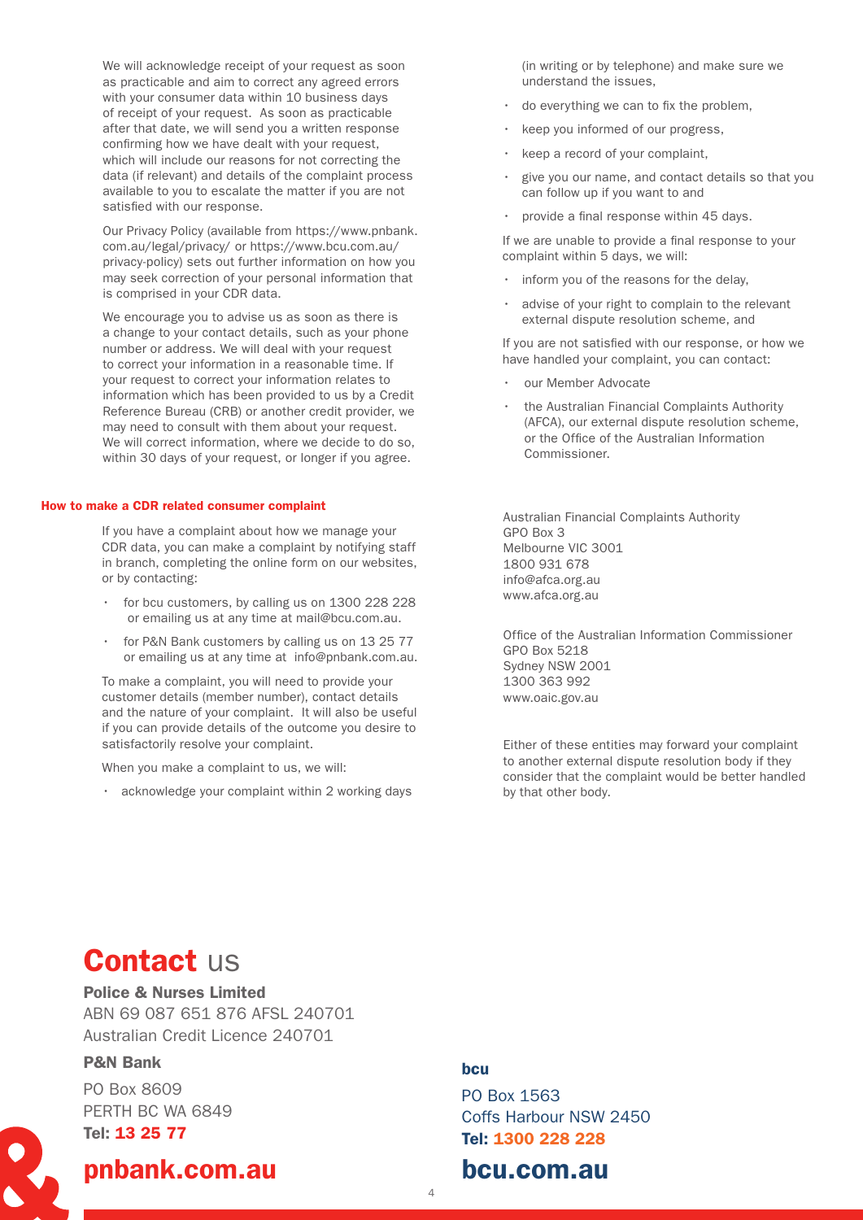We will acknowledge receipt of your request as soon as practicable and aim to correct any agreed errors with your consumer data within 10 business days of receipt of your request. As soon as practicable after that date, we will send you a written response confirming how we have dealt with your request, which will include our reasons for not correcting the data (if relevant) and details of the complaint process available to you to escalate the matter if you are not satisfied with our response.

Our Privacy Policy (available from https://www.pnbank.com.au/legal/privacy/ or https://www.bcu.com.au/privacy-policy) sets out further information on how you may seek correction of your personal information that is comprised in your CDR data.

We encourage you to advise us as soon as there is a change to your contact details, such as your phone number or address. We will deal with your request to correct your information in a reasonable time. If your request to correct your information relates to information which has been provided to us by a Credit Reference Bureau (CRB) or another credit provider, we may need to consult with them about your request. We will correct information, where we decide to do so, within 30 days of your request, or longer if you agree.

### How to make a CDR related consumer complaint

If you have a complaint about how we manage your CDR data, you can make a complaint by notifying staff in branch, completing the online form on our websites, or by contacting:

- for bcu customers, by calling us on 1300 228 228 or emailing us at any time at mail@bcu.com.au.
- for P&N Bank customers by calling us on 13 25 77 or emailing us at any time at info@pnbank.com.au.

To make a complaint, you will need to provide your customer details (member number), contact details and the nature of your complaint. It will also be useful if you can provide details of the outcome you desire to satisfactorily resolve your complaint.

When you make a complaint to us, we will:

- acknowledge your complaint within 2 working days (in writing or by telephone) and make sure we understand the issues,
- do everything we can to fix the problem,
- keep you informed of our progress,
- keep a record of your complaint,
- give you our name, and contact details so that you can follow up if you want to and
- provide a final response within 45 days.

If we are unable to provide a final response to your complaint within 5 days, we will:

- inform you of the reasons for the delay,
- advise of your right to complain to the relevant external dispute resolution scheme, and

If you are not satisfied with our response, or how we have handled your complaint, you can contact:

- our Member Advocate
- the Australian Financial Complaints Authority (AFCA), our external dispute resolution scheme, or the Office of the Australian Information Commissioner.

Australian Financial Complaints Authority
GPO Box 3
Melbourne VIC 3001
1800 931 678
info@afca.org.au
www.afca.org.au

Office of the Australian Information Commissioner
GPO Box 5218
Sydney NSW 2001
1300 363 992
www.oaic.gov.au

Either of these entities may forward your complaint to another external dispute resolution body if they consider that the complaint would be better handled by that other body.

## Contact us

**Police & Nurses Limited**
ABN 69 087 651 876 AFSL 240701
Australian Credit Licence 240701

**P&N Bank**
PO Box 8609
PERTH BC WA 6849
**Tel: 13 25 77**

**pnbank.com.au**

**bcu**
PO Box 1563
Coffs Harbour NSW 2450
**Tel: 1300 228 228**

**bcu.com.au**